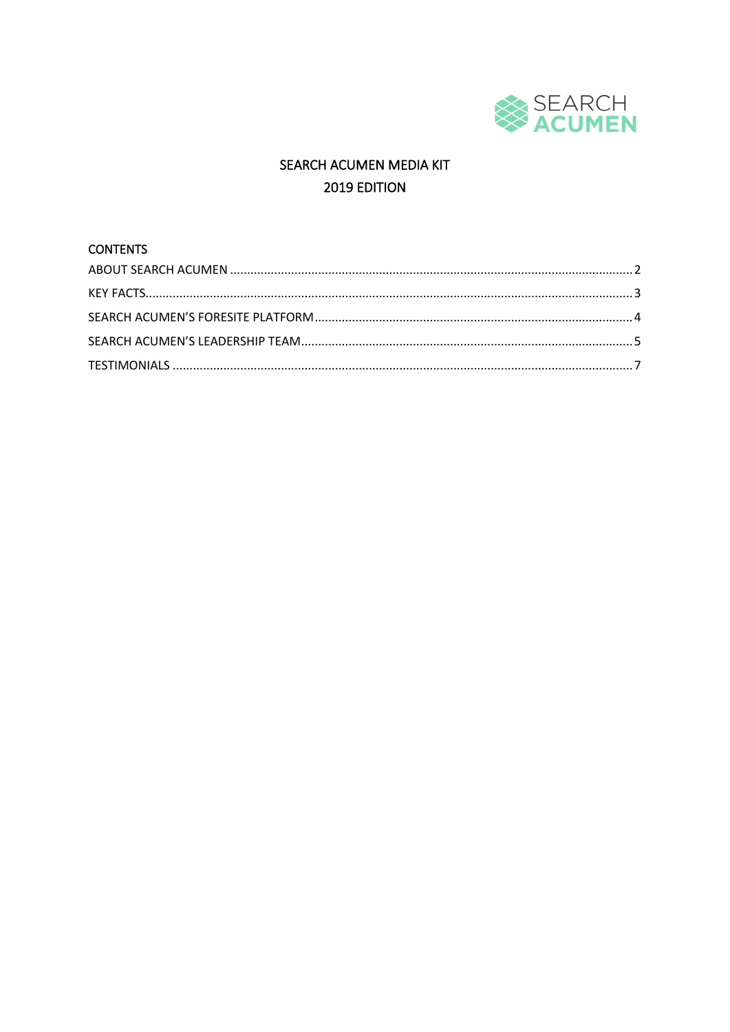SEARCH ACUMEN

# SEARCH ACUMEN MEDIA KIT
## 2019 EDITION

### CONTENTS

ABOUT SEARCH ACUMEN ..................................................... 2

KEY FACTS ..................................................... 3

SEARCH ACUMEN'S FORESITE PLATFORM ..................................................... 4

SEARCH ACUMEN'S LEADERSHIP TEAM ..................................................... 5

TESTIMONIALS ..................................................... 7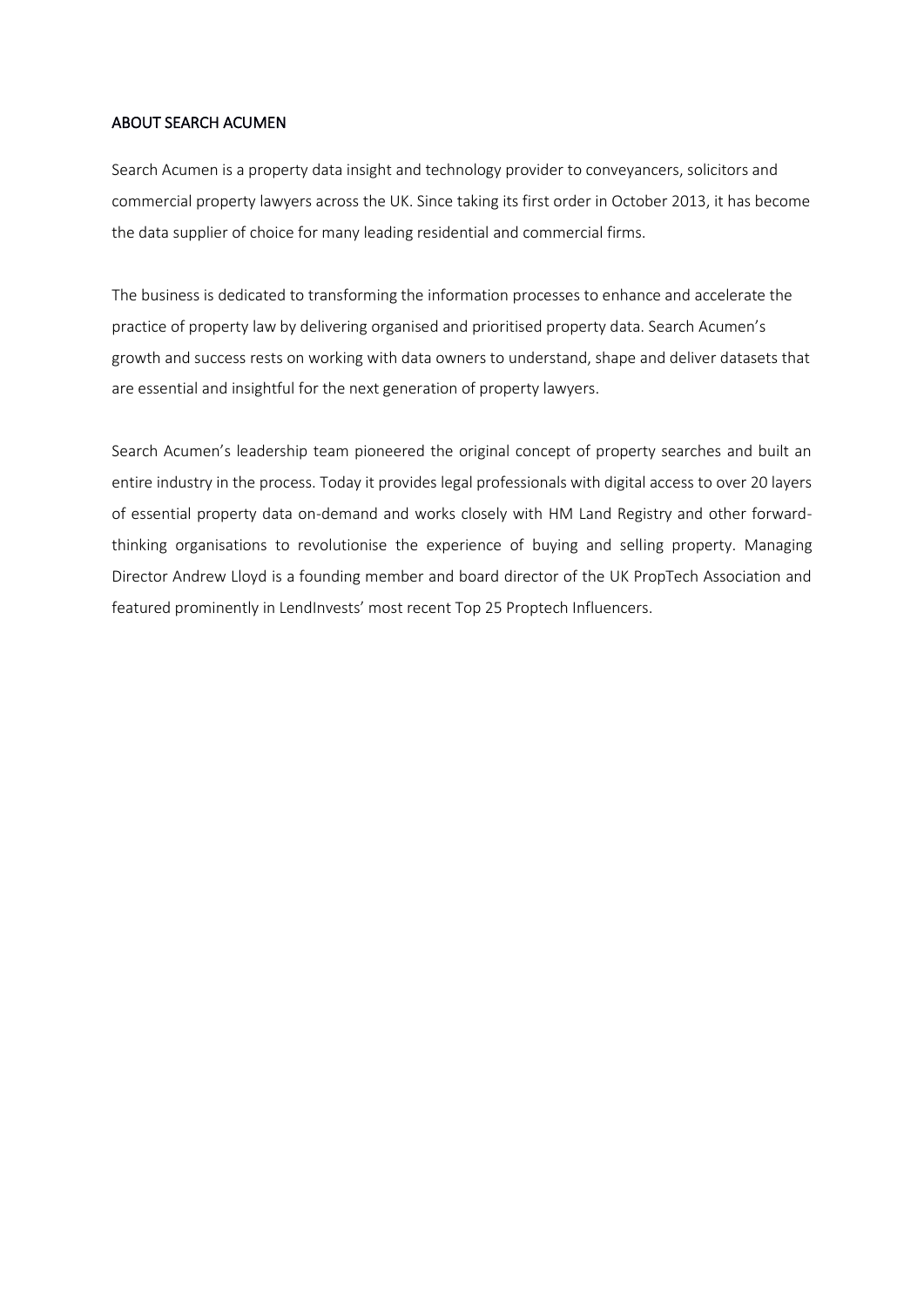## ABOUT SEARCH ACUMEN

Search Acumen is a property data insight and technology provider to conveyancers, solicitors and commercial property lawyers across the UK. Since taking its first order in October 2013, it has become the data supplier of choice for many leading residential and commercial firms.

The business is dedicated to transforming the information processes to enhance and accelerate the practice of property law by delivering organised and prioritised property data. Search Acumen's growth and success rests on working with data owners to understand, shape and deliver datasets that are essential and insightful for the next generation of property lawyers.

Search Acumen's leadership team pioneered the original concept of property searches and built an entire industry in the process. Today it provides legal professionals with digital access to over 20 layers of essential property data on-demand and works closely with HM Land Registry and other forward-thinking organisations to revolutionise the experience of buying and selling property. Managing Director Andrew Lloyd is a founding member and board director of the UK PropTech Association and featured prominently in LendInvests' most recent Top 25 Proptech Influencers.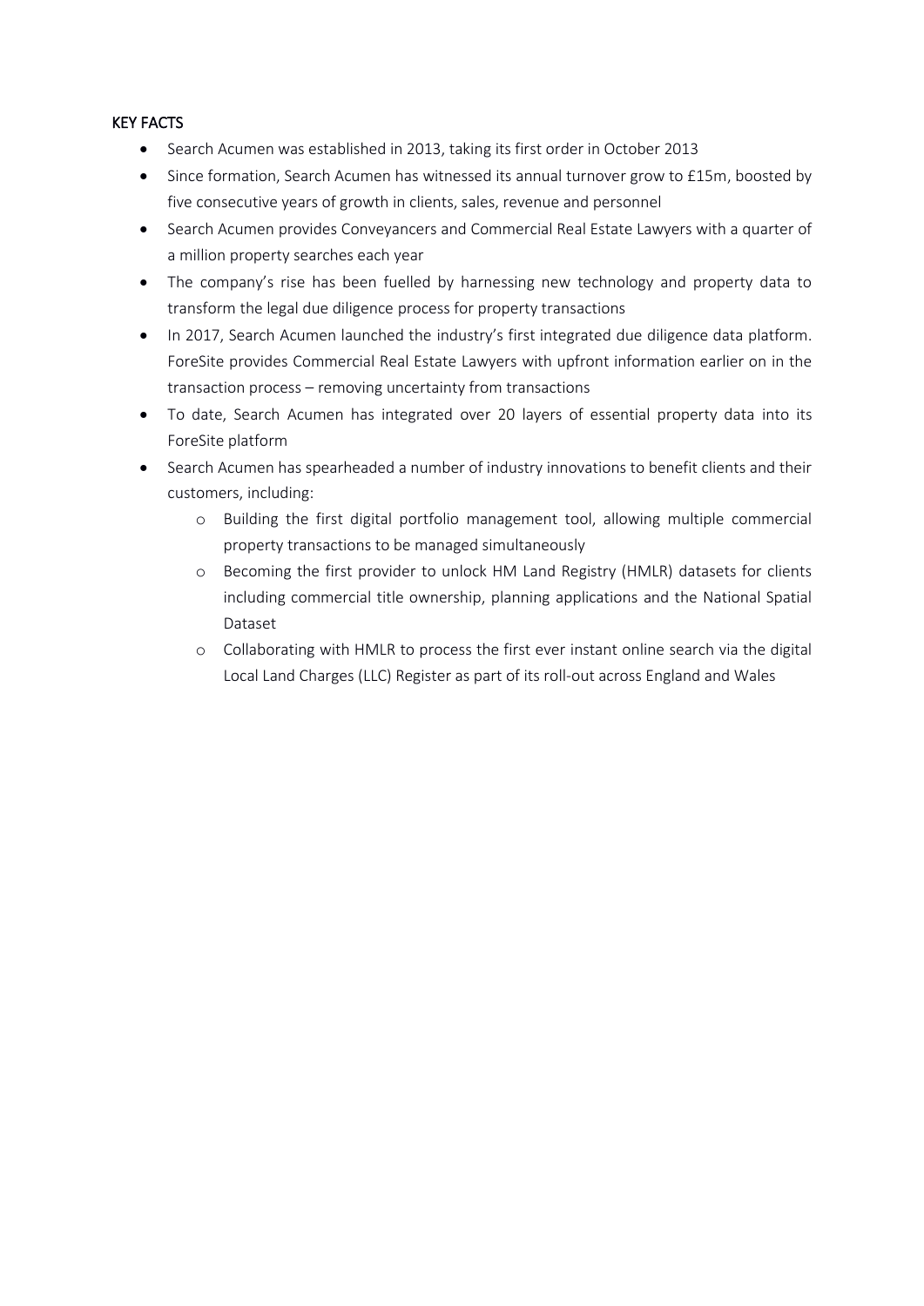## KEY FACTS

- Search Acumen was established in 2013, taking its first order in October 2013
- Since formation, Search Acumen has witnessed its annual turnover grow to £15m, boosted by five consecutive years of growth in clients, sales, revenue and personnel
- Search Acumen provides Conveyancers and Commercial Real Estate Lawyers with a quarter of a million property searches each year
- The company's rise has been fuelled by harnessing new technology and property data to transform the legal due diligence process for property transactions
- In 2017, Search Acumen launched the industry's first integrated due diligence data platform. ForeSite provides Commercial Real Estate Lawyers with upfront information earlier on in the transaction process – removing uncertainty from transactions
- To date, Search Acumen has integrated over 20 layers of essential property data into its ForeSite platform
- Search Acumen has spearheaded a number of industry innovations to benefit clients and their customers, including:
  - Building the first digital portfolio management tool, allowing multiple commercial property transactions to be managed simultaneously
  - Becoming the first provider to unlock HM Land Registry (HMLR) datasets for clients including commercial title ownership, planning applications and the National Spatial Dataset
  - Collaborating with HMLR to process the first ever instant online search via the digital Local Land Charges (LLC) Register as part of its roll-out across England and Wales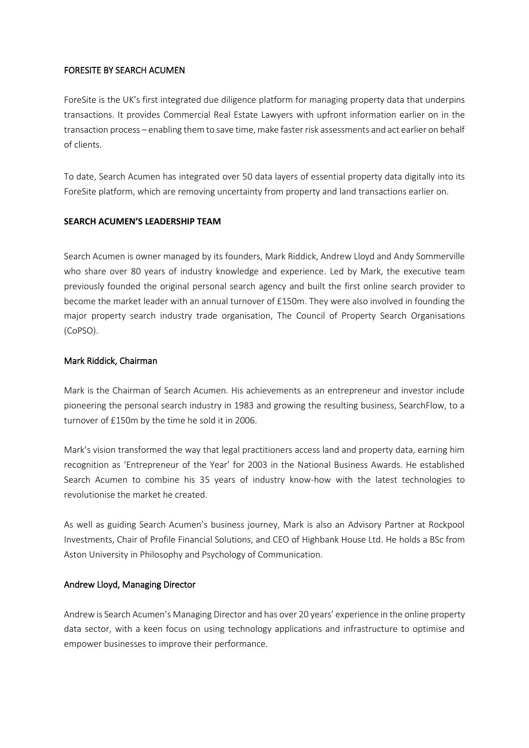## FORESITE BY SEARCH ACUMEN

ForeSite is the UK's first integrated due diligence platform for managing property data that underpins transactions. It provides Commercial Real Estate Lawyers with upfront information earlier on in the transaction process – enabling them to save time, make faster risk assessments and act earlier on behalf of clients.

To date, Search Acumen has integrated over 50 data layers of essential property data digitally into its ForeSite platform, which are removing uncertainty from property and land transactions earlier on.

## SEARCH ACUMEN'S LEADERSHIP TEAM

Search Acumen is owner managed by its founders, Mark Riddick, Andrew Lloyd and Andy Sommerville who share over 80 years of industry knowledge and experience. Led by Mark, the executive team previously founded the original personal search agency and built the first online search provider to become the market leader with an annual turnover of £150m. They were also involved in founding the major property search industry trade organisation, The Council of Property Search Organisations (CoPSO).

### Mark Riddick, Chairman

Mark is the Chairman of Search Acumen. His achievements as an entrepreneur and investor include pioneering the personal search industry in 1983 and growing the resulting business, SearchFlow, to a turnover of £150m by the time he sold it in 2006.

Mark's vision transformed the way that legal practitioners access land and property data, earning him recognition as 'Entrepreneur of the Year' for 2003 in the National Business Awards. He established Search Acumen to combine his 35 years of industry know-how with the latest technologies to revolutionise the market he created.

As well as guiding Search Acumen's business journey, Mark is also an Advisory Partner at Rockpool Investments, Chair of Profile Financial Solutions, and CEO of Highbank House Ltd. He holds a BSc from Aston University in Philosophy and Psychology of Communication.

### Andrew Lloyd, Managing Director

Andrew is Search Acumen's Managing Director and has over 20 years' experience in the online property data sector, with a keen focus on using technology applications and infrastructure to optimise and empower businesses to improve their performance.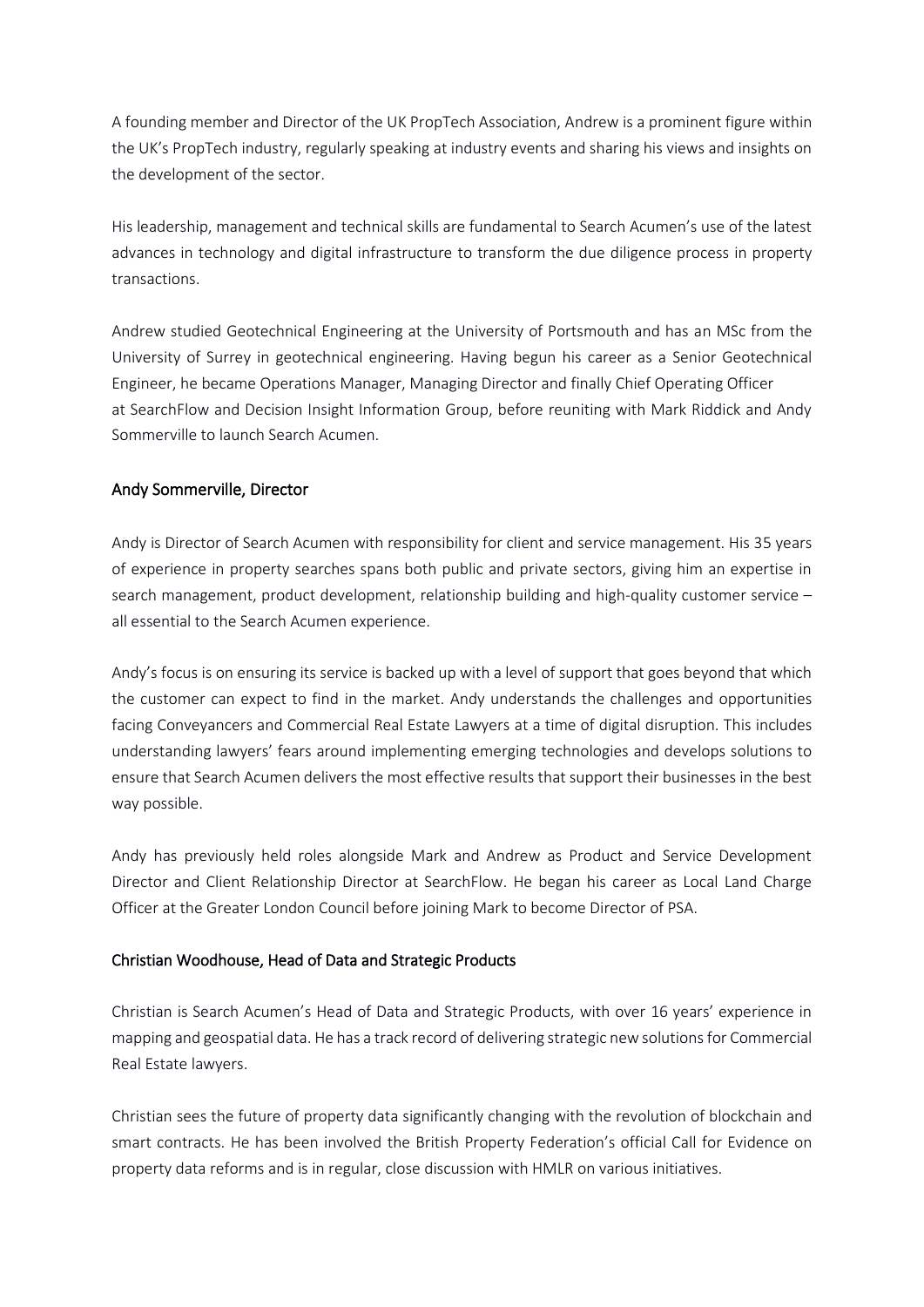A founding member and Director of the UK PropTech Association, Andrew is a prominent figure within the UK's PropTech industry, regularly speaking at industry events and sharing his views and insights on the development of the sector.

His leadership, management and technical skills are fundamental to Search Acumen's use of the latest advances in technology and digital infrastructure to transform the due diligence process in property transactions.

Andrew studied Geotechnical Engineering at the University of Portsmouth and has an MSc from the University of Surrey in geotechnical engineering. Having begun his career as a Senior Geotechnical Engineer, he became Operations Manager, Managing Director and finally Chief Operating Officer at SearchFlow and Decision Insight Information Group, before reuniting with Mark Riddick and Andy Sommerville to launch Search Acumen.

### Andy Sommerville, Director

Andy is Director of Search Acumen with responsibility for client and service management. His 35 years of experience in property searches spans both public and private sectors, giving him an expertise in search management, product development, relationship building and high-quality customer service – all essential to the Search Acumen experience.

Andy's focus is on ensuring its service is backed up with a level of support that goes beyond that which the customer can expect to find in the market. Andy understands the challenges and opportunities facing Conveyancers and Commercial Real Estate Lawyers at a time of digital disruption. This includes understanding lawyers' fears around implementing emerging technologies and develops solutions to ensure that Search Acumen delivers the most effective results that support their businesses in the best way possible.

Andy has previously held roles alongside Mark and Andrew as Product and Service Development Director and Client Relationship Director at SearchFlow. He began his career as Local Land Charge Officer at the Greater London Council before joining Mark to become Director of PSA.

### Christian Woodhouse, Head of Data and Strategic Products

Christian is Search Acumen's Head of Data and Strategic Products, with over 16 years' experience in mapping and geospatial data. He has a track record of delivering strategic new solutions for Commercial Real Estate lawyers.

Christian sees the future of property data significantly changing with the revolution of blockchain and smart contracts. He has been involved the British Property Federation's official Call for Evidence on property data reforms and is in regular, close discussion with HMLR on various initiatives.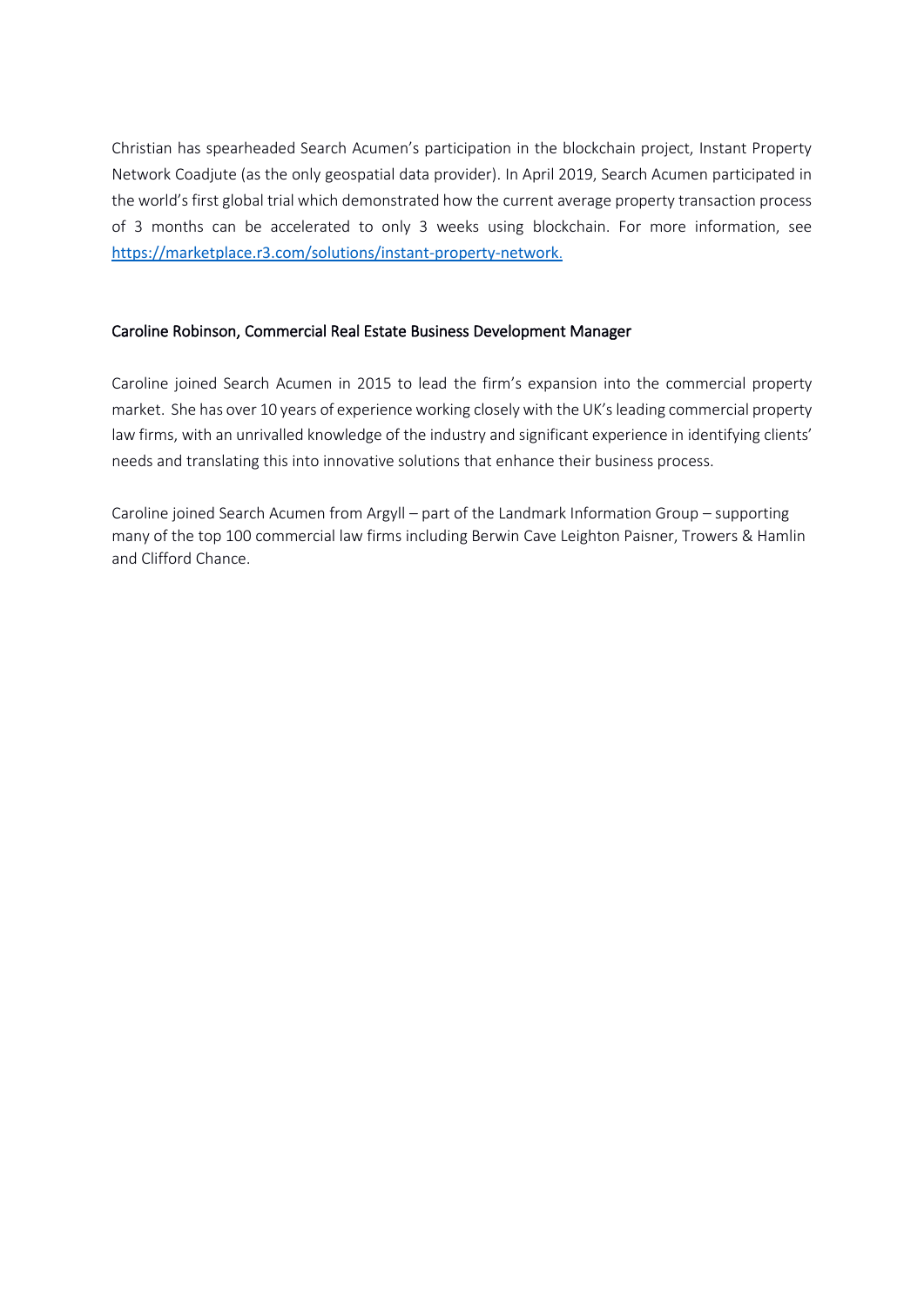Christian has spearheaded Search Acumen's participation in the blockchain project, Instant Property Network Coadjute (as the only geospatial data provider). In April 2019, Search Acumen participated in the world's first global trial which demonstrated how the current average property transaction process of 3 months can be accelerated to only 3 weeks using blockchain. For more information, see [https://marketplace.r3.com/solutions/instant-property-network](https://marketplace.r3.com/solutions/instant-property-network).

### Caroline Robinson, Commercial Real Estate Business Development Manager

Caroline joined Search Acumen in 2015 to lead the firm's expansion into the commercial property market. She has over 10 years of experience working closely with the UK's leading commercial property law firms, with an unrivalled knowledge of the industry and significant experience in identifying clients' needs and translating this into innovative solutions that enhance their business process.

Caroline joined Search Acumen from Argyll – part of the Landmark Information Group – supporting many of the top 100 commercial law firms including Berwin Cave Leighton Paisner, Towers & Hamlin and Clifford Chance.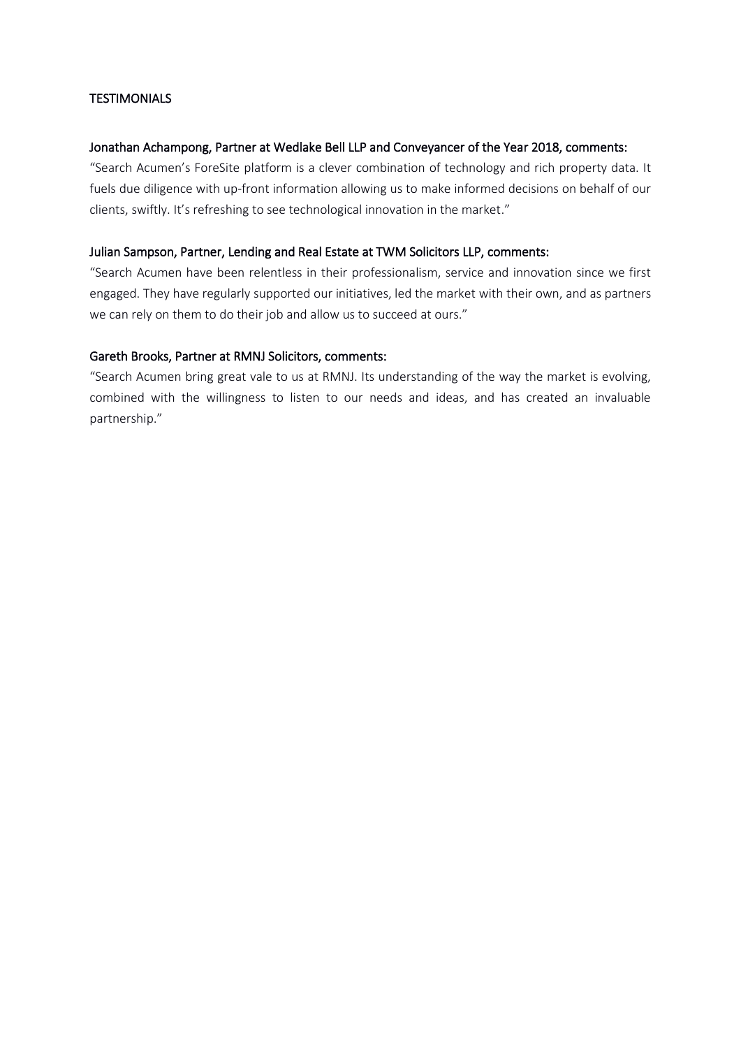## TESTIMONIALS

### Jonathan Achampong, Partner at Wedlake Bell LLP and Conveyancer of the Year 2018, comments:

"Search Acumen's ForeSite platform is a clever combination of technology and rich property data. It fuels due diligence with up-front information allowing us to make informed decisions on behalf of our clients, swiftly. It's refreshing to see technological innovation in the market."

### Julian Sampson, Partner, Lending and Real Estate at TWM Solicitors LLP, comments:

"Search Acumen have been relentless in their professionalism, service and innovation since we first engaged. They have regularly supported our initiatives, led the market with their own, and as partners we can rely on them to do their job and allow us to succeed at ours."

### Gareth Brooks, Partner at RMNJ Solicitors, comments:

"Search Acumen bring great vale to us at RMNJ. Its understanding of the way the market is evolving, combined with the willingness to listen to our needs and ideas, and has created an invaluable partnership."